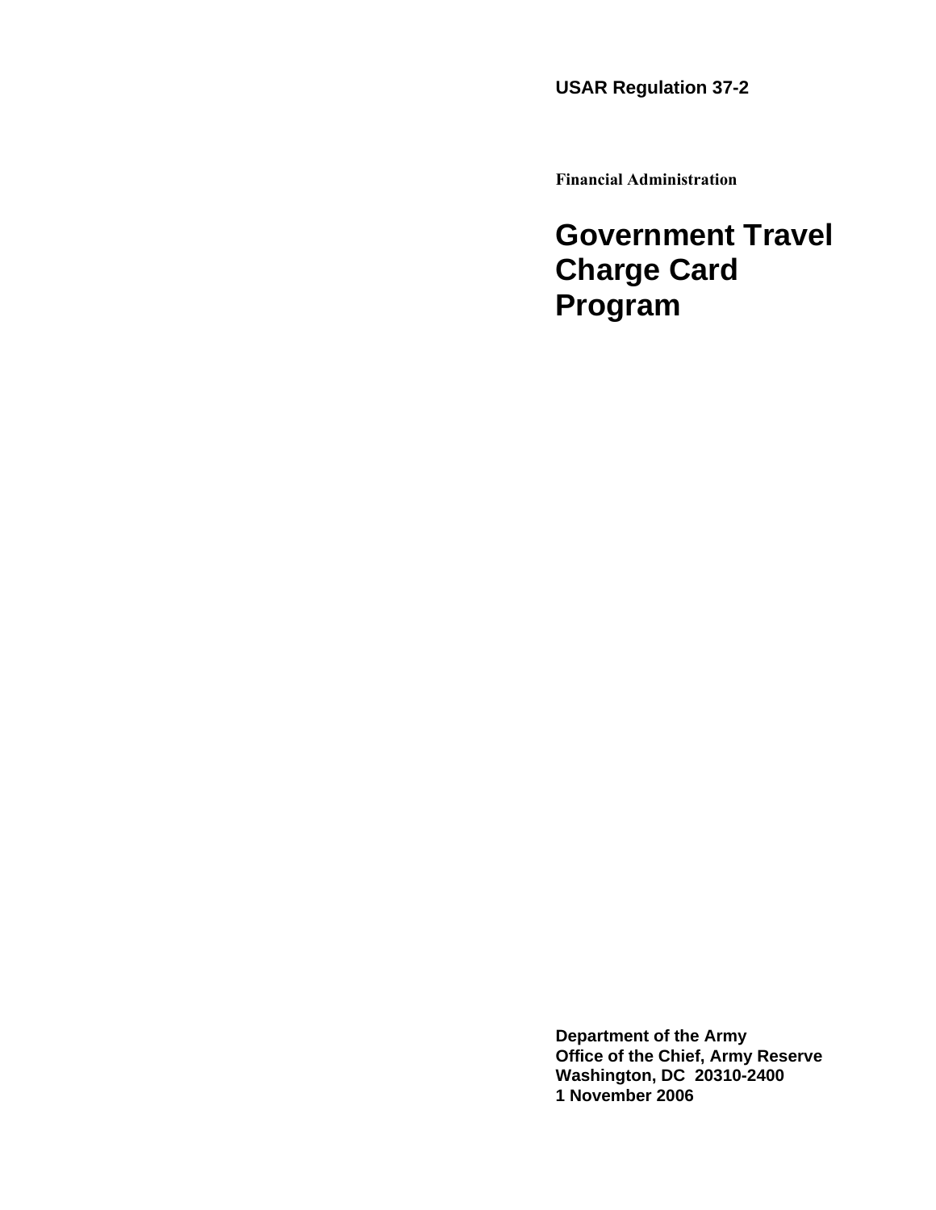**USAR Regulation 37-2**

**Financial Administration**

# Government Travel Charge Card Program

**Department of the Army**
**Office of the Chief, Army Reserve**
**Washington, DC 20310-2400**
**1 November 2006**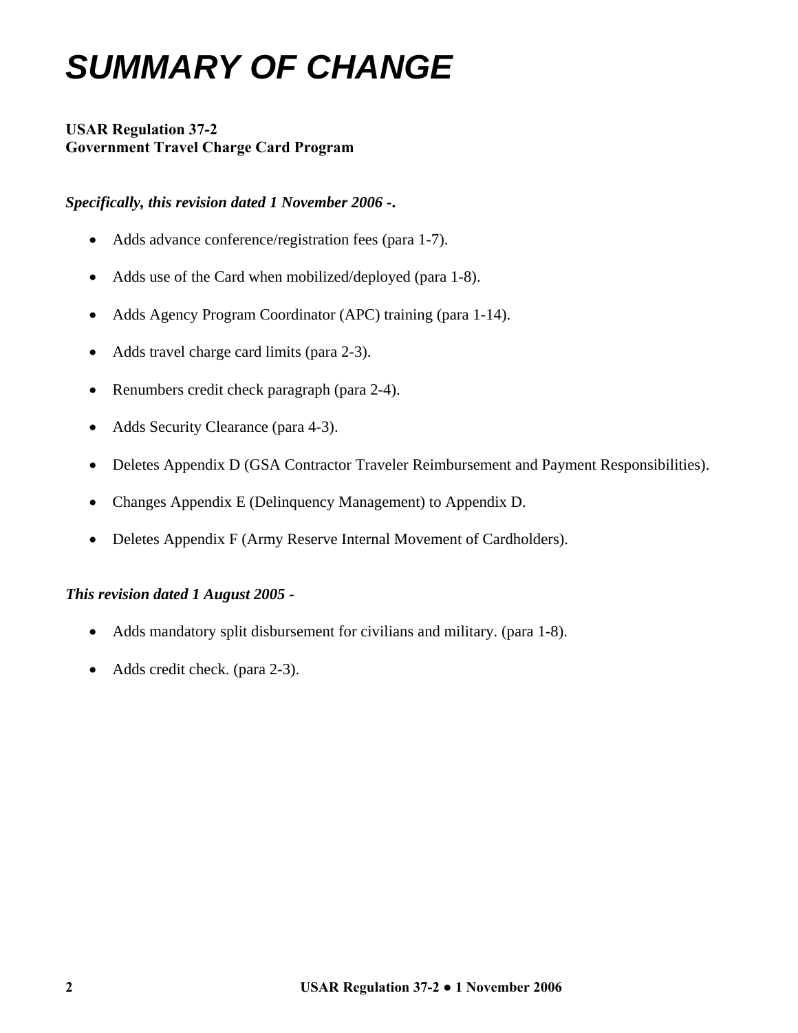# SUMMARY OF CHANGE

**USAR Regulation 37-2**
**Government Travel Charge Card Program**

***Specifically, this revision dated 1 November 2006 -.***

- Adds advance conference/registration fees (para 1-7).
- Adds use of the Card when mobilized/deployed (para 1-8).
- Adds Agency Program Coordinator (APC) training (para 1-14).
- Adds travel charge card limits (para 2-3).
- Renumbers credit check paragraph (para 2-4).
- Adds Security Clearance (para 4-3).
- Deletes Appendix D (GSA Contractor Traveler Reimbursement and Payment Responsibilities).
- Changes Appendix E (Delinquency Management) to Appendix D.
- Deletes Appendix F (Army Reserve Internal Movement of Cardholders).

***This revision dated 1 August 2005 -***

- Adds mandatory split disbursement for civilians and military. (para 1-8).
- Adds credit check. (para 2-3).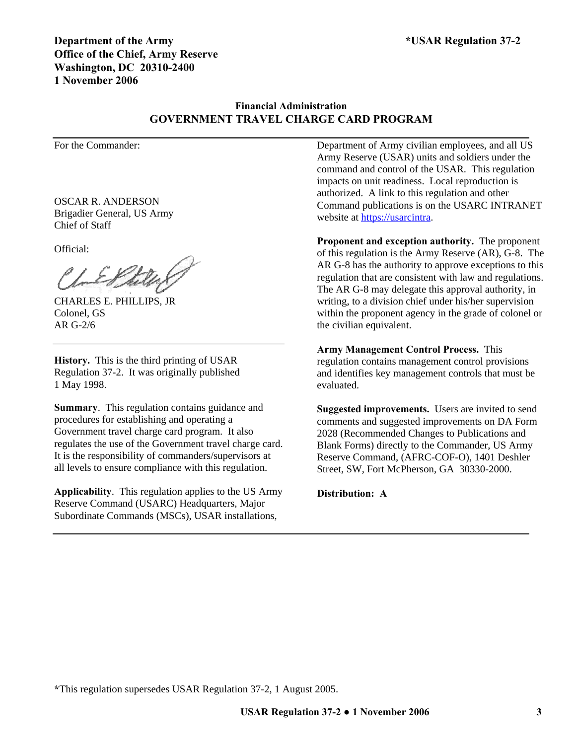**Department of the Army**
**Office of the Chief, Army Reserve**
**Washington, DC 20310-2400**
**1 November 2006**

**\*USAR Regulation 37-2**

**Financial Administration**

# GOVERNMENT TRAVEL CHARGE CARD PROGRAM

For the Commander:

OSCAR R. ANDERSON
Brigadier General, US Army
Chief of Staff

Official:

CHARLES E. PHILLIPS, JR
Colonel, GS
AR G-2/6

---

**History.** This is the third printing of USAR Regulation 37-2. It was originally published 1 May 1998.

**Summary**. This regulation contains guidance and procedures for establishing and operating a Government travel charge card program. It also regulates the use of the Government travel charge card. It is the responsibility of commanders/supervisors at all levels to ensure compliance with this regulation.

**Applicability**. This regulation applies to the US Army Reserve Command (USARC) Headquarters, Major Subordinate Commands (MSCs), USAR installations, Department of Army civilian employees, and all US Army Reserve (USAR) units and soldiers under the command and control of the USAR. This regulation impacts on unit readiness. Local reproduction is authorized. A link to this regulation and other Command publications is on the USARC INTRANET website at https://usarcintra.

**Proponent and exception authority.** The proponent of this regulation is the Army Reserve (AR), G-8. The AR G-8 has the authority to approve exceptions to this regulation that are consistent with law and regulations. The AR G-8 may delegate this approval authority, in writing, to a division chief under his/her supervision within the proponent agency in the grade of colonel or the civilian equivalent.

**Army Management Control Process.** This regulation contains management control provisions and identifies key management controls that must be evaluated.

**Suggested improvements.** Users are invited to send comments and suggested improvements on DA Form 2028 (Recommended Changes to Publications and Blank Forms) directly to the Commander, US Army Reserve Command, (AFRC-COF-O), 1401 Deshler Street, SW, Fort McPherson, GA 30330-2000.

**Distribution: A**

---

**\***This regulation supersedes USAR Regulation 37-2, 1 August 2005.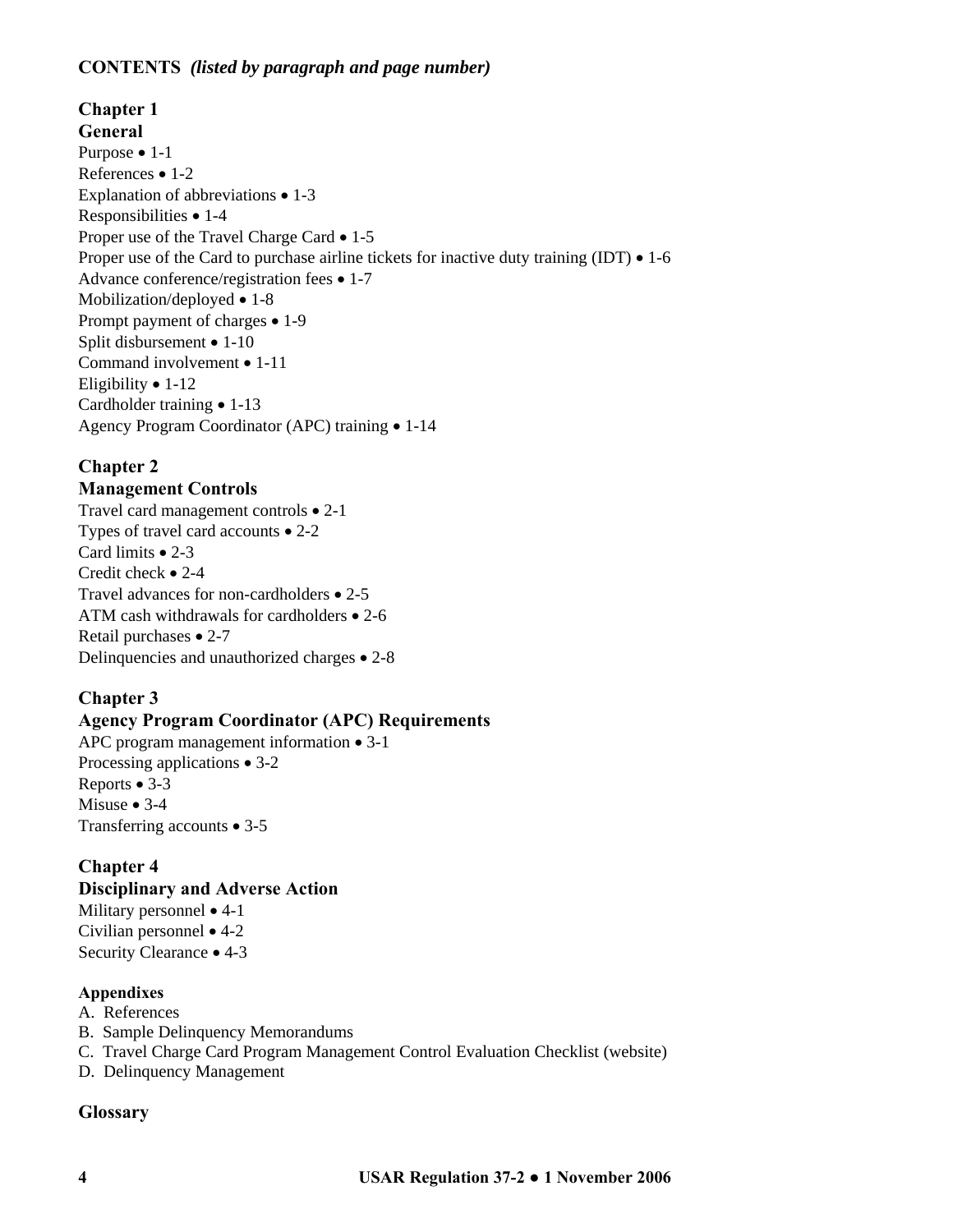**CONTENTS** ***(listed by paragraph and page number)***

**Chapter 1**
**General**

Purpose • 1-1
References • 1-2
Explanation of abbreviations • 1-3
Responsibilities • 1-4
Proper use of the Travel Charge Card • 1-5
Proper use of the Card to purchase airline tickets for inactive duty training (IDT) • 1-6
Advance conference/registration fees • 1-7
Mobilization/deployed • 1-8
Prompt payment of charges • 1-9
Split disbursement • 1-10
Command involvement • 1-11
Eligibility • 1-12
Cardholder training • 1-13
Agency Program Coordinator (APC) training • 1-14

**Chapter 2**
**Management Controls**

Travel card management controls • 2-1
Types of travel card accounts • 2-2
Card limits • 2-3
Credit check • 2-4
Travel advances for non-cardholders • 2-5
ATM cash withdrawals for cardholders • 2-6
Retail purchases • 2-7
Delinquencies and unauthorized charges • 2-8

**Chapter 3**
**Agency Program Coordinator (APC) Requirements**

APC program management information • 3-1
Processing applications • 3-2
Reports • 3-3
Misuse • 3-4
Transferring accounts • 3-5

**Chapter 4**
**Disciplinary and Adverse Action**

Military personnel • 4-1
Civilian personnel • 4-2
Security Clearance • 4-3

**Appendixes**

A. References
B. Sample Delinquency Memorandums
C. Travel Charge Card Program Management Control Evaluation Checklist (website)
D. Delinquency Management

**Glossary**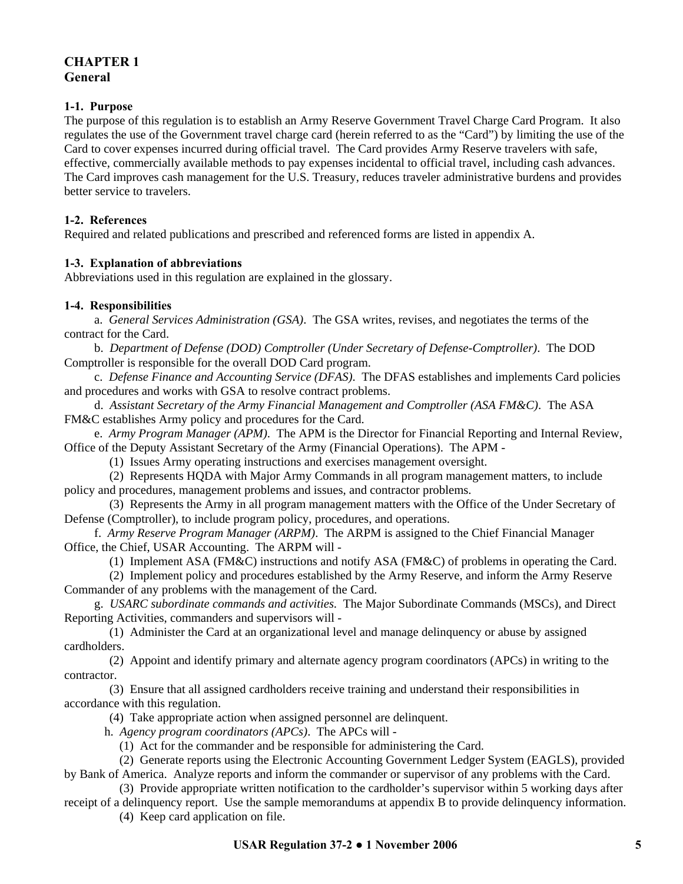# CHAPTER 1
# General

## 1-1. Purpose

The purpose of this regulation is to establish an Army Reserve Government Travel Charge Card Program. It also regulates the use of the Government travel charge card (herein referred to as the "Card") by limiting the use of the Card to cover expenses incurred during official travel. The Card provides Army Reserve travelers with safe, effective, commercially available methods to pay expenses incidental to official travel, including cash advances. The Card improves cash management for the U.S. Treasury, reduces traveler administrative burdens and provides better service to travelers.

## 1-2. References

Required and related publications and prescribed and referenced forms are listed in appendix A.

## 1-3. Explanation of abbreviations

Abbreviations used in this regulation are explained in the glossary.

## 1-4. Responsibilities

a. *General Services Administration (GSA)*. The GSA writes, revises, and negotiates the terms of the contract for the Card.

b. *Department of Defense (DOD) Comptroller (Under Secretary of Defense-Comptroller)*. The DOD Comptroller is responsible for the overall DOD Card program.

c. *Defense Finance and Accounting Service (DFAS)*. The DFAS establishes and implements Card policies and procedures and works with GSA to resolve contract problems.

d. *Assistant Secretary of the Army Financial Management and Comptroller (ASA FM&C)*. The ASA FM&C establishes Army policy and procedures for the Card.

e. *Army Program Manager (APM)*. The APM is the Director for Financial Reporting and Internal Review, Office of the Deputy Assistant Secretary of the Army (Financial Operations). The APM -

(1) Issues Army operating instructions and exercises management oversight.

(2) Represents HQDA with Major Army Commands in all program management matters, to include policy and procedures, management problems and issues, and contractor problems.

(3) Represents the Army in all program management matters with the Office of the Under Secretary of Defense (Comptroller), to include program policy, procedures, and operations.

f. *Army Reserve Program Manager (ARPM)*. The ARPM is assigned to the Chief Financial Manager Office, the Chief, USAR Accounting. The ARPM will -

(1) Implement ASA (FM&C) instructions and notify ASA (FM&C) of problems in operating the Card.

(2) Implement policy and procedures established by the Army Reserve, and inform the Army Reserve Commander of any problems with the management of the Card.

g. *USARC subordinate commands and activities.* The Major Subordinate Commands (MSCs), and Direct Reporting Activities, commanders and supervisors will -

(1) Administer the Card at an organizational level and manage delinquency or abuse by assigned cardholders.

(2) Appoint and identify primary and alternate agency program coordinators (APCs) in writing to the contractor.

(3) Ensure that all assigned cardholders receive training and understand their responsibilities in accordance with this regulation.

(4) Take appropriate action when assigned personnel are delinquent.

h. *Agency program coordinators (APCs)*. The APCs will -

(1) Act for the commander and be responsible for administering the Card.

(2) Generate reports using the Electronic Accounting Government Ledger System (EAGLS), provided by Bank of America. Analyze reports and inform the commander or supervisor of any problems with the Card.

(3) Provide appropriate written notification to the cardholder's supervisor within 5 working days after receipt of a delinquency report. Use the sample memorandums at appendix B to provide delinquency information.

(4) Keep card application on file.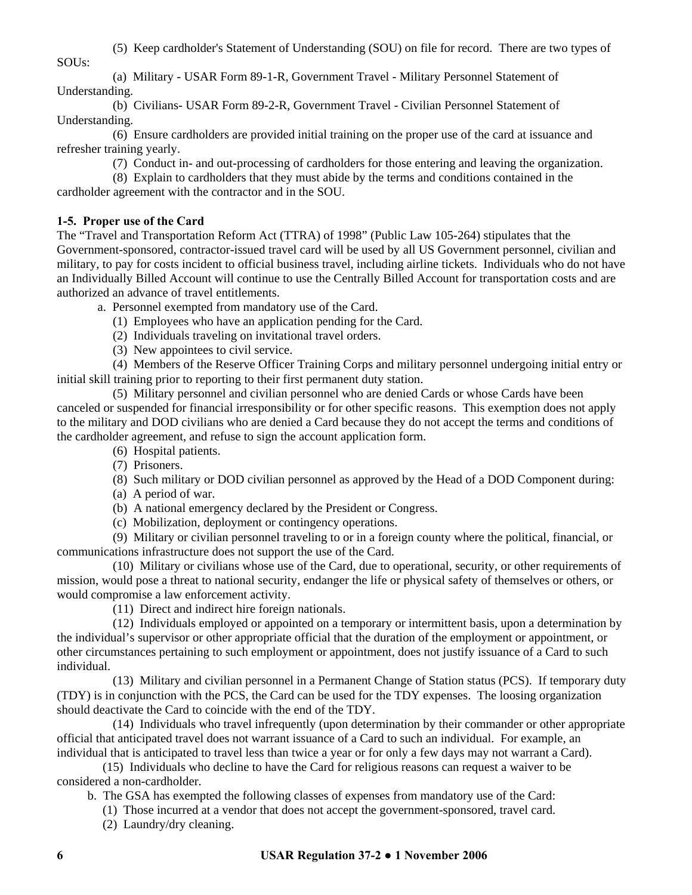(5) Keep cardholder's Statement of Understanding (SOU) on file for record. There are two types of SOUs:

(a) Military - USAR Form 89-1-R, Government Travel - Military Personnel Statement of Understanding.

(b) Civilians- USAR Form 89-2-R, Government Travel - Civilian Personnel Statement of Understanding.

(6) Ensure cardholders are provided initial training on the proper use of the card at issuance and refresher training yearly.

(7) Conduct in- and out-processing of cardholders for those entering and leaving the organization.

(8) Explain to cardholders that they must abide by the terms and conditions contained in the cardholder agreement with the contractor and in the SOU.

**1-5. Proper use of the Card**

The "Travel and Transportation Reform Act (TTRA) of 1998" (Public Law 105-264) stipulates that the Government-sponsored, contractor-issued travel card will be used by all US Government personnel, civilian and military, to pay for costs incident to official business travel, including airline tickets. Individuals who do not have an Individually Billed Account will continue to use the Centrally Billed Account for transportation costs and are authorized an advance of travel entitlements.

a. Personnel exempted from mandatory use of the Card.

(1) Employees who have an application pending for the Card.

(2) Individuals traveling on invitational travel orders.

(3) New appointees to civil service.

(4) Members of the Reserve Officer Training Corps and military personnel undergoing initial entry or initial skill training prior to reporting to their first permanent duty station.

(5) Military personnel and civilian personnel who are denied Cards or whose Cards have been canceled or suspended for financial irresponsibility or for other specific reasons. This exemption does not apply to the military and DOD civilians who are denied a Card because they do not accept the terms and conditions of the cardholder agreement, and refuse to sign the account application form.

(6) Hospital patients.

(7) Prisoners.

(8) Such military or DOD civilian personnel as approved by the Head of a DOD Component during:

(a) A period of war.

(b) A national emergency declared by the President or Congress.

(c) Mobilization, deployment or contingency operations.

(9) Military or civilian personnel traveling to or in a foreign county where the political, financial, or communications infrastructure does not support the use of the Card.

(10) Military or civilians whose use of the Card, due to operational, security, or other requirements of mission, would pose a threat to national security, endanger the life or physical safety of themselves or others, or would compromise a law enforcement activity.

(11) Direct and indirect hire foreign nationals.

(12) Individuals employed or appointed on a temporary or intermittent basis, upon a determination by the individual's supervisor or other appropriate official that the duration of the employment or appointment, or other circumstances pertaining to such employment or appointment, does not justify issuance of a Card to such individual.

(13) Military and civilian personnel in a Permanent Change of Station status (PCS). If temporary duty (TDY) is in conjunction with the PCS, the Card can be used for the TDY expenses. The loosing organization should deactivate the Card to coincide with the end of the TDY.

(14) Individuals who travel infrequently (upon determination by their commander or other appropriate official that anticipated travel does not warrant issuance of a Card to such an individual. For example, an individual that is anticipated to travel less than twice a year or for only a few days may not warrant a Card).

(15) Individuals who decline to have the Card for religious reasons can request a waiver to be considered a non-cardholder.

b. The GSA has exempted the following classes of expenses from mandatory use of the Card:

(1) Those incurred at a vendor that does not accept the government-sponsored, travel card.

(2) Laundry/dry cleaning.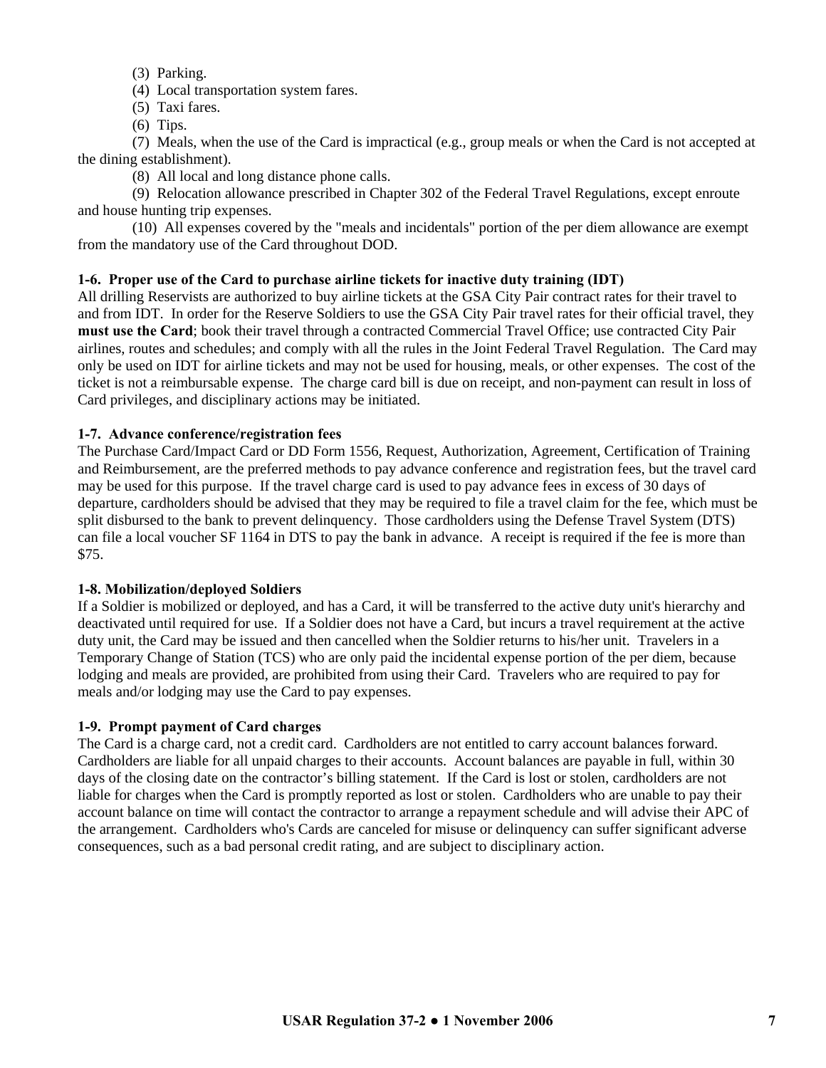(3) Parking.

(4) Local transportation system fares.

(5) Taxi fares.

(6) Tips.

(7) Meals, when the use of the Card is impractical (e.g., group meals or when the Card is not accepted at the dining establishment).

(8) All local and long distance phone calls.

(9) Relocation allowance prescribed in Chapter 302 of the Federal Travel Regulations, except enroute and house hunting trip expenses.

(10) All expenses covered by the "meals and incidentals" portion of the per diem allowance are exempt from the mandatory use of the Card throughout DOD.

**1-6. Proper use of the Card to purchase airline tickets for inactive duty training (IDT)**

All drilling Reservists are authorized to buy airline tickets at the GSA City Pair contract rates for their travel to and from IDT. In order for the Reserve Soldiers to use the GSA City Pair travel rates for their official travel, they **must use the Card**; book their travel through a contracted Commercial Travel Office; use contracted City Pair airlines, routes and schedules; and comply with all the rules in the Joint Federal Travel Regulation. The Card may only be used on IDT for airline tickets and may not be used for housing, meals, or other expenses. The cost of the ticket is not a reimbursable expense. The charge card bill is due on receipt, and non-payment can result in loss of Card privileges, and disciplinary actions may be initiated.

**1-7. Advance conference/registration fees**

The Purchase Card/Impact Card or DD Form 1556, Request, Authorization, Agreement, Certification of Training and Reimbursement, are the preferred methods to pay advance conference and registration fees, but the travel card may be used for this purpose. If the travel charge card is used to pay advance fees in excess of 30 days of departure, cardholders should be advised that they may be required to file a travel claim for the fee, which must be split disbursed to the bank to prevent delinquency. Those cardholders using the Defense Travel System (DTS) can file a local voucher SF 1164 in DTS to pay the bank in advance. A receipt is required if the fee is more than $75.

**1-8. Mobilization/deployed Soldiers**

If a Soldier is mobilized or deployed, and has a Card, it will be transferred to the active duty unit's hierarchy and deactivated until required for use. If a Soldier does not have a Card, but incurs a travel requirement at the active duty unit, the Card may be issued and then cancelled when the Soldier returns to his/her unit. Travelers in a Temporary Change of Station (TCS) who are only paid the incidental expense portion of the per diem, because lodging and meals are provided, are prohibited from using their Card. Travelers who are required to pay for meals and/or lodging may use the Card to pay expenses.

**1-9. Prompt payment of Card charges**

The Card is a charge card, not a credit card. Cardholders are not entitled to carry account balances forward. Cardholders are liable for all unpaid charges to their accounts. Account balances are payable in full, within 30 days of the closing date on the contractor's billing statement. If the Card is lost or stolen, cardholders are not liable for charges when the Card is promptly reported as lost or stolen. Cardholders who are unable to pay their account balance on time will contact the contractor to arrange a repayment schedule and will advise their APC of the arrangement. Cardholders who's Cards are canceled for misuse or delinquency can suffer significant adverse consequences, such as a bad personal credit rating, and are subject to disciplinary action.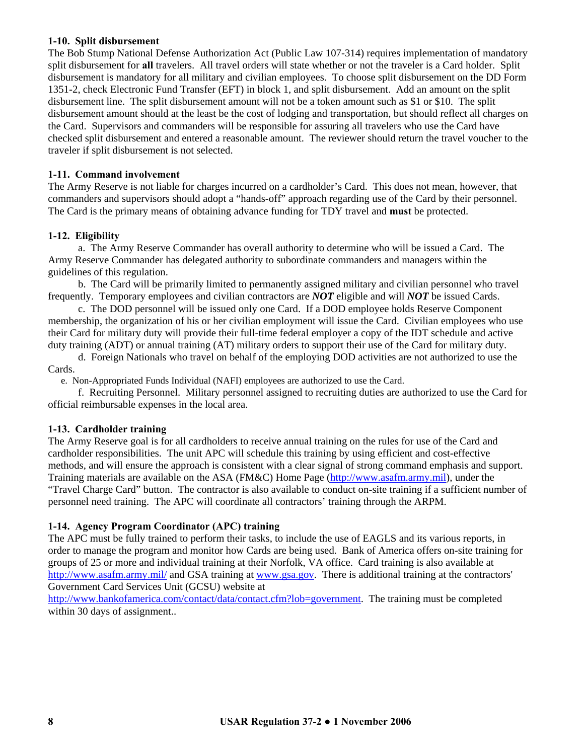**1-10. Split disbursement**

The Bob Stump National Defense Authorization Act (Public Law 107-314) requires implementation of mandatory split disbursement for **all** travelers. All travel orders will state whether or not the traveler is a Card holder. Split disbursement is mandatory for all military and civilian employees. To choose split disbursement on the DD Form 1351-2, check Electronic Fund Transfer (EFT) in block 1, and split disbursement. Add an amount on the split disbursement line. The split disbursement amount will not be a token amount such as $1 or $10. The split disbursement amount should at the least be the cost of lodging and transportation, but should reflect all charges on the Card. Supervisors and commanders will be responsible for assuring all travelers who use the Card have checked split disbursement and entered a reasonable amount. The reviewer should return the travel voucher to the traveler if split disbursement is not selected.

**1-11. Command involvement**

The Army Reserve is not liable for charges incurred on a cardholder's Card. This does not mean, however, that commanders and supervisors should adopt a "hands-off" approach regarding use of the Card by their personnel. The Card is the primary means of obtaining advance funding for TDY travel and **must** be protected.

**1-12. Eligibility**

a. The Army Reserve Commander has overall authority to determine who will be issued a Card. The Army Reserve Commander has delegated authority to subordinate commanders and managers within the guidelines of this regulation.

b. The Card will be primarily limited to permanently assigned military and civilian personnel who travel frequently. Temporary employees and civilian contractors are ***NOT*** eligible and will ***NOT*** be issued Cards.

c. The DOD personnel will be issued only one Card. If a DOD employee holds Reserve Component membership, the organization of his or her civilian employment will issue the Card. Civilian employees who use their Card for military duty will provide their full-time federal employer a copy of the IDT schedule and active duty training (ADT) or annual training (AT) military orders to support their use of the Card for military duty.

d. Foreign Nationals who travel on behalf of the employing DOD activities are not authorized to use the Cards.

e. Non-Appropriated Funds Individual (NAFI) employees are authorized to use the Card.

f. Recruiting Personnel. Military personnel assigned to recruiting duties are authorized to use the Card for official reimbursable expenses in the local area.

**1-13. Cardholder training**

The Army Reserve goal is for all cardholders to receive annual training on the rules for use of the Card and cardholder responsibilities. The unit APC will schedule this training by using efficient and cost-effective methods, and will ensure the approach is consistent with a clear signal of strong command emphasis and support. Training materials are available on the ASA (FM&C) Home Page (http://www.asafm.army.mil), under the "Travel Charge Card" button. The contractor is also available to conduct on-site training if a sufficient number of personnel need training. The APC will coordinate all contractors' training through the ARPM.

**1-14. Agency Program Coordinator (APC) training**

The APC must be fully trained to perform their tasks, to include the use of EAGLS and its various reports, in order to manage the program and monitor how Cards are being used. Bank of America offers on-site training for groups of 25 or more and individual training at their Norfolk, VA office. Card training is also available at http://www.asafm.army.mil/ and GSA training at www.gsa.gov. There is additional training at the contractors' Government Card Services Unit (GCSU) website at http://www.bankofamerica.com/contact/data/contact.cfm?lob=government. The training must be completed within 30 days of assignment..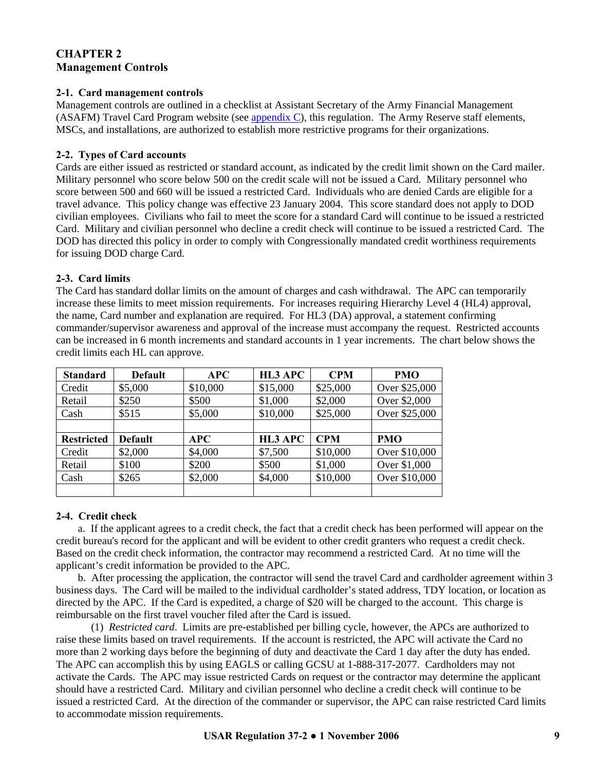## CHAPTER 2
## Management Controls

### 2-1. Card management controls

Management controls are outlined in a checklist at Assistant Secretary of the Army Financial Management (ASAFM) Travel Card Program website (see appendix C), this regulation. The Army Reserve staff elements, MSCs, and installations, are authorized to establish more restrictive programs for their organizations.

### 2-2. Types of Card accounts

Cards are either issued as restricted or standard account, as indicated by the credit limit shown on the Card mailer. Military personnel who score below 500 on the credit scale will not be issued a Card. Military personnel who score between 500 and 660 will be issued a restricted Card. Individuals who are denied Cards are eligible for a travel advance. This policy change was effective 23 January 2004. This score standard does not apply to DOD civilian employees. Civilians who fail to meet the score for a standard Card will continue to be issued a restricted Card. Military and civilian personnel who decline a credit check will continue to be issued a restricted Card. The DOD has directed this policy in order to comply with Congressionally mandated credit worthiness requirements for issuing DOD charge Card.

### 2-3. Card limits

The Card has standard dollar limits on the amount of charges and cash withdrawal. The APC can temporarily increase these limits to meet mission requirements. For increases requiring Hierarchy Level 4 (HL4) approval, the name, Card number and explanation are required. For HL3 (DA) approval, a statement confirming commander/supervisor awareness and approval of the increase must accompany the request. Restricted accounts can be increased in 6 month increments and standard accounts in 1 year increments. The chart below shows the credit limits each HL can approve.

| **Standard** | **Default** | **APC** | **HL3 APC** | **CPM** | **PMO** |
|---|---|---|---|---|---|
| Credit | $5,000 | $10,000 | $15,000 | $25,000 | Over $25,000 |
| Retail | $250 | $500 | $1,000 | $2,000 | Over $2,000 |
| Cash | $515 | $5,000 | $10,000 | $25,000 | Over $25,000 |
| | | | | | |
| **Restricted** | **Default** | **APC** | **HL3 APC** | **CPM** | **PMO** |
| Credit | $2,000 | $4,000 | $7,500 | $10,000 | Over $10,000 |
| Retail | $100 | $200 | $500 | $1,000 | Over $1,000 |
| Cash | $265 | $2,000 | $4,000 | $10,000 | Over $10,000 |
| | | | | | |

### 2-4. Credit check

a. If the applicant agrees to a credit check, the fact that a credit check has been performed will appear on the credit bureau's record for the applicant and will be evident to other credit granters who request a credit check. Based on the credit check information, the contractor may recommend a restricted Card. At no time will the applicant's credit information be provided to the APC.

b. After processing the application, the contractor will send the travel Card and cardholder agreement within 3 business days. The Card will be mailed to the individual cardholder's stated address, TDY location, or location as directed by the APC. If the Card is expedited, a charge of $20 will be charged to the account. This charge is reimbursable on the first travel voucher filed after the Card is issued.

(1) *Restricted card*. Limits are pre-established per billing cycle, however, the APCs are authorized to raise these limits based on travel requirements. If the account is restricted, the APC will activate the Card no more than 2 working days before the beginning of duty and deactivate the Card 1 day after the duty has ended. The APC can accomplish this by using EAGLS or calling GCSU at 1-888-317-2077. Cardholders may not activate the Cards. The APC may issue restricted Cards on request or the contractor may determine the applicant should have a restricted Card. Military and civilian personnel who decline a credit check will continue to be issued a restricted Card. At the direction of the commander or supervisor, the APC can raise restricted Card limits to accommodate mission requirements.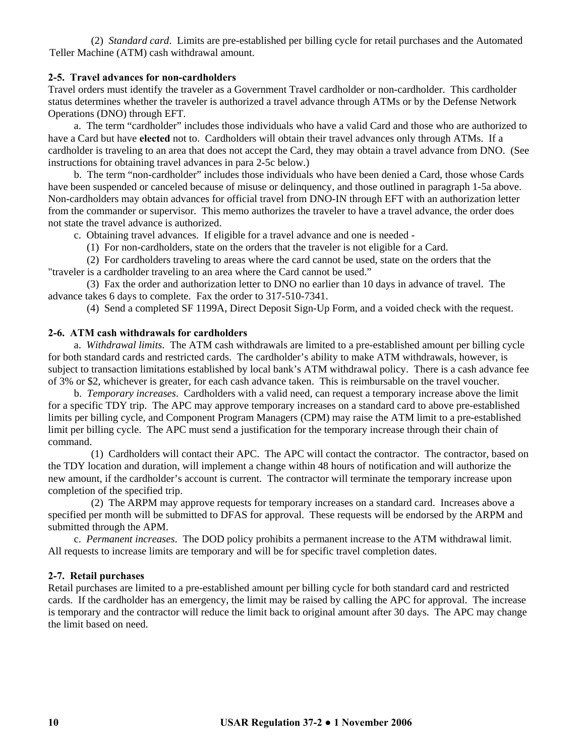(2) *Standard card*. Limits are pre-established per billing cycle for retail purchases and the Automated Teller Machine (ATM) cash withdrawal amount.

**2-5. Travel advances for non-cardholders**

Travel orders must identify the traveler as a Government Travel cardholder or non-cardholder. This cardholder status determines whether the traveler is authorized a travel advance through ATMs or by the Defense Network Operations (DNO) through EFT.

a. The term "cardholder" includes those individuals who have a valid Card and those who are authorized to have a Card but have **elected** not to. Cardholders will obtain their travel advances only through ATMs. If a cardholder is traveling to an area that does not accept the Card, they may obtain a travel advance from DNO. (See instructions for obtaining travel advances in para 2-5c below.)

b. The term "non-cardholder" includes those individuals who have been denied a Card, those whose Cards have been suspended or canceled because of misuse or delinquency, and those outlined in paragraph 1-5a above. Non-cardholders may obtain advances for official travel from DNO-IN through EFT with an authorization letter from the commander or supervisor. This memo authorizes the traveler to have a travel advance, the order does not state the travel advance is authorized.

c. Obtaining travel advances. If eligible for a travel advance and one is needed -

(1) For non-cardholders, state on the orders that the traveler is not eligible for a Card.

(2) For cardholders traveling to areas where the card cannot be used, state on the orders that the "traveler is a cardholder traveling to an area where the Card cannot be used."

(3) Fax the order and authorization letter to DNO no earlier than 10 days in advance of travel. The advance takes 6 days to complete. Fax the order to 317-510-7341.

(4) Send a completed SF 1199A, Direct Deposit Sign-Up Form, and a voided check with the request.

**2-6. ATM cash withdrawals for cardholders**

a. *Withdrawal limits*. The ATM cash withdrawals are limited to a pre-established amount per billing cycle for both standard cards and restricted cards. The cardholder's ability to make ATM withdrawals, however, is subject to transaction limitations established by local bank's ATM withdrawal policy. There is a cash advance fee of 3% or $2, whichever is greater, for each cash advance taken. This is reimbursable on the travel voucher.

b. *Temporary increases*. Cardholders with a valid need, can request a temporary increase above the limit for a specific TDY trip. The APC may approve temporary increases on a standard card to above pre-established limits per billing cycle, and Component Program Managers (CPM) may raise the ATM limit to a pre-established limit per billing cycle. The APC must send a justification for the temporary increase through their chain of command.

(1) Cardholders will contact their APC. The APC will contact the contractor. The contractor, based on the TDY location and duration, will implement a change within 48 hours of notification and will authorize the new amount, if the cardholder's account is current. The contractor will terminate the temporary increase upon completion of the specified trip.

(2) The ARPM may approve requests for temporary increases on a standard card. Increases above a specified per month will be submitted to DFAS for approval. These requests will be endorsed by the ARPM and submitted through the APM.

c. *Permanent increases*. The DOD policy prohibits a permanent increase to the ATM withdrawal limit. All requests to increase limits are temporary and will be for specific travel completion dates.

**2-7. Retail purchases**

Retail purchases are limited to a pre-established amount per billing cycle for both standard card and restricted cards. If the cardholder has an emergency, the limit may be raised by calling the APC for approval. The increase is temporary and the contractor will reduce the limit back to original amount after 30 days. The APC may change the limit based on need.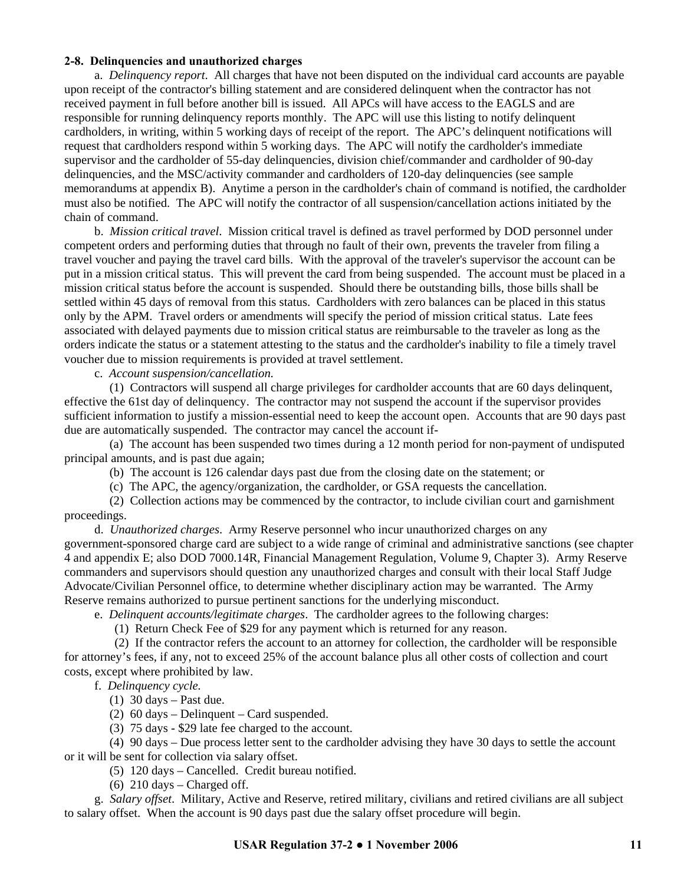**2-8. Delinquencies and unauthorized charges**

a. *Delinquency report*. All charges that have not been disputed on the individual card accounts are payable upon receipt of the contractor's billing statement and are considered delinquent when the contractor has not received payment in full before another bill is issued. All APCs will have access to the EAGLS and are responsible for running delinquency reports monthly. The APC will use this listing to notify delinquent cardholders, in writing, within 5 working days of receipt of the report. The APC's delinquent notifications will request that cardholders respond within 5 working days. The APC will notify the cardholder's immediate supervisor and the cardholder of 55-day delinquencies, division chief/commander and cardholder of 90-day delinquencies, and the MSC/activity commander and cardholders of 120-day delinquencies (see sample memorandums at appendix B). Anytime a person in the cardholder's chain of command is notified, the cardholder must also be notified. The APC will notify the contractor of all suspension/cancellation actions initiated by the chain of command.

b. *Mission critical travel*. Mission critical travel is defined as travel performed by DOD personnel under competent orders and performing duties that through no fault of their own, prevents the traveler from filing a travel voucher and paying the travel card bills. With the approval of the traveler's supervisor the account can be put in a mission critical status. This will prevent the card from being suspended. The account must be placed in a mission critical status before the account is suspended. Should there be outstanding bills, those bills shall be settled within 45 days of removal from this status. Cardholders with zero balances can be placed in this status only by the APM. Travel orders or amendments will specify the period of mission critical status. Late fees associated with delayed payments due to mission critical status are reimbursable to the traveler as long as the orders indicate the status or a statement attesting to the status and the cardholder's inability to file a timely travel voucher due to mission requirements is provided at travel settlement.

c. *Account suspension/cancellation.*

(1) Contractors will suspend all charge privileges for cardholder accounts that are 60 days delinquent, effective the 61st day of delinquency. The contractor may not suspend the account if the supervisor provides sufficient information to justify a mission-essential need to keep the account open. Accounts that are 90 days past due are automatically suspended. The contractor may cancel the account if-

(a) The account has been suspended two times during a 12 month period for non-payment of undisputed principal amounts, and is past due again;

(b) The account is 126 calendar days past due from the closing date on the statement; or

(c) The APC, the agency/organization, the cardholder, or GSA requests the cancellation.

(2) Collection actions may be commenced by the contractor, to include civilian court and garnishment proceedings.

d. *Unauthorized charges*. Army Reserve personnel who incur unauthorized charges on any government-sponsored charge card are subject to a wide range of criminal and administrative sanctions (see chapter 4 and appendix E; also DOD 7000.14R, Financial Management Regulation, Volume 9, Chapter 3). Army Reserve commanders and supervisors should question any unauthorized charges and consult with their local Staff Judge Advocate/Civilian Personnel office, to determine whether disciplinary action may be warranted. The Army Reserve remains authorized to pursue pertinent sanctions for the underlying misconduct.

e. *Delinquent accounts/legitimate charges*. The cardholder agrees to the following charges:

(1) Return Check Fee of $29 for any payment which is returned for any reason.

(2) If the contractor refers the account to an attorney for collection, the cardholder will be responsible for attorney's fees, if any, not to exceed 25% of the account balance plus all other costs of collection and court costs, except where prohibited by law.

f. *Delinquency cycle.*

(1) 30 days – Past due.

(2) 60 days – Delinquent – Card suspended.

(3) 75 days - $29 late fee charged to the account.

(4) 90 days – Due process letter sent to the cardholder advising they have 30 days to settle the account or it will be sent for collection via salary offset.

(5) 120 days – Cancelled. Credit bureau notified.

(6) 210 days – Charged off.

g. *Salary offset*. Military, Active and Reserve, retired military, civilians and retired civilians are all subject to salary offset. When the account is 90 days past due the salary offset procedure will begin.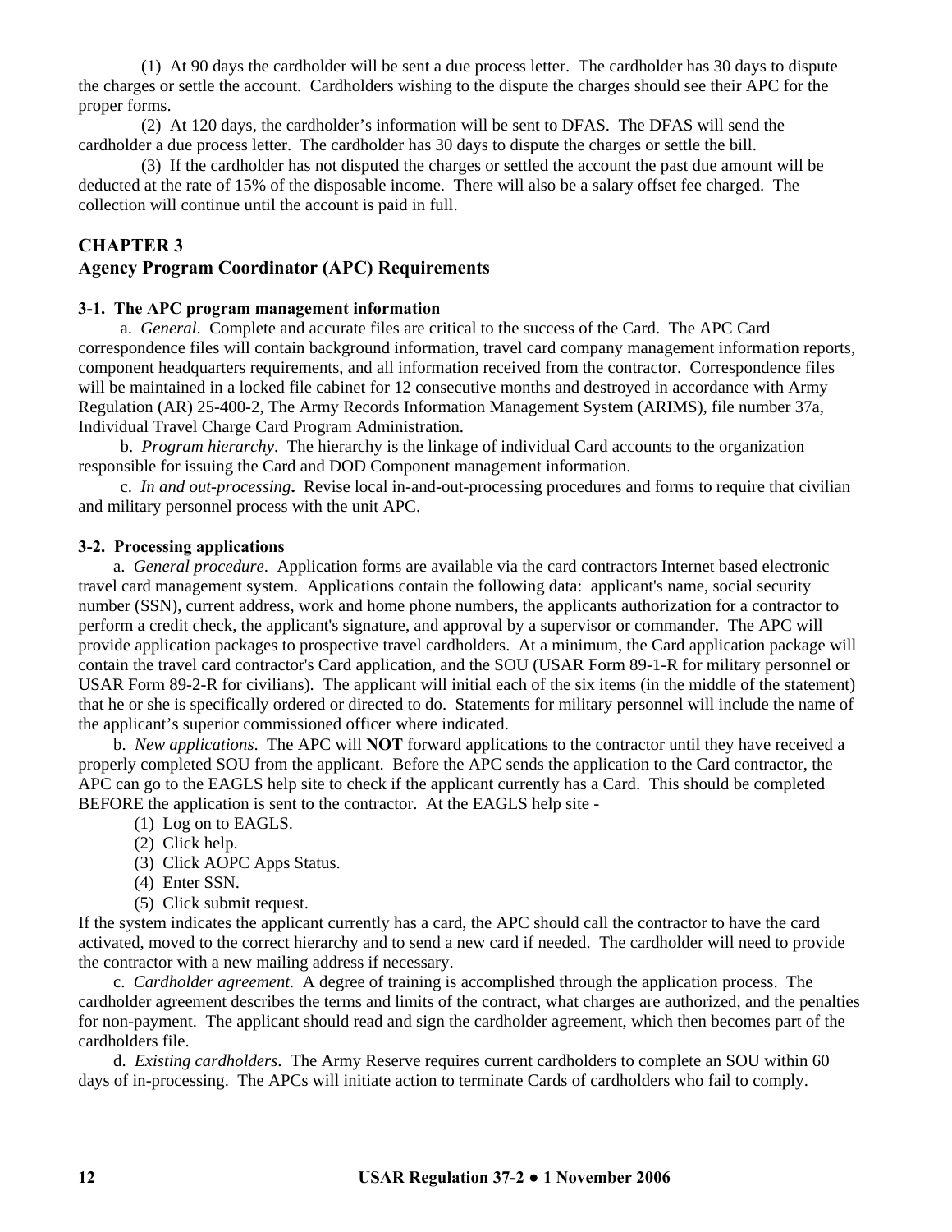(1) At 90 days the cardholder will be sent a due process letter. The cardholder has 30 days to dispute the charges or settle the account. Cardholders wishing to the dispute the charges should see their APC for the proper forms.

(2) At 120 days, the cardholder's information will be sent to DFAS. The DFAS will send the cardholder a due process letter. The cardholder has 30 days to dispute the charges or settle the bill.

(3) If the cardholder has not disputed the charges or settled the account the past due amount will be deducted at the rate of 15% of the disposable income. There will also be a salary offset fee charged. The collection will continue until the account is paid in full.

## CHAPTER 3
## Agency Program Coordinator (APC) Requirements

### 3-1. The APC program management information

a. *General*. Complete and accurate files are critical to the success of the Card. The APC Card correspondence files will contain background information, travel card company management information reports, component headquarters requirements, and all information received from the contractor. Correspondence files will be maintained in a locked file cabinet for 12 consecutive months and destroyed in accordance with Army Regulation (AR) 25-400-2, The Army Records Information Management System (ARIMS), file number 37a, Individual Travel Charge Card Program Administration.

b. *Program hierarchy*. The hierarchy is the linkage of individual Card accounts to the organization responsible for issuing the Card and DOD Component management information.

c. *In and out-processing***.** Revise local in-and-out-processing procedures and forms to require that civilian and military personnel process with the unit APC.

### 3-2. Processing applications

a. *General procedure*. Application forms are available via the card contractors Internet based electronic travel card management system. Applications contain the following data: applicant's name, social security number (SSN), current address, work and home phone numbers, the applicants authorization for a contractor to perform a credit check, the applicant's signature, and approval by a supervisor or commander. The APC will provide application packages to prospective travel cardholders. At a minimum, the Card application package will contain the travel card contractor's Card application, and the SOU (USAR Form 89-1-R for military personnel or USAR Form 89-2-R for civilians). The applicant will initial each of the six items (in the middle of the statement) that he or she is specifically ordered or directed to do. Statements for military personnel will include the name of the applicant's superior commissioned officer where indicated.

b. *New applications*. The APC will **NOT** forward applications to the contractor until they have received a properly completed SOU from the applicant. Before the APC sends the application to the Card contractor, the APC can go to the EAGLS help site to check if the applicant currently has a Card. This should be completed BEFORE the application is sent to the contractor. At the EAGLS help site -

(1) Log on to EAGLS.
(2) Click help.
(3) Click AOPC Apps Status.
(4) Enter SSN.
(5) Click submit request.

If the system indicates the applicant currently has a card, the APC should call the contractor to have the card activated, moved to the correct hierarchy and to send a new card if needed. The cardholder will need to provide the contractor with a new mailing address if necessary.

c. *Cardholder agreement.* A degree of training is accomplished through the application process. The cardholder agreement describes the terms and limits of the contract, what charges are authorized, and the penalties for non-payment. The applicant should read and sign the cardholder agreement, which then becomes part of the cardholders file.

d. *Existing cardholders*. The Army Reserve requires current cardholders to complete an SOU within 60 days of in-processing. The APCs will initiate action to terminate Cards of cardholders who fail to comply.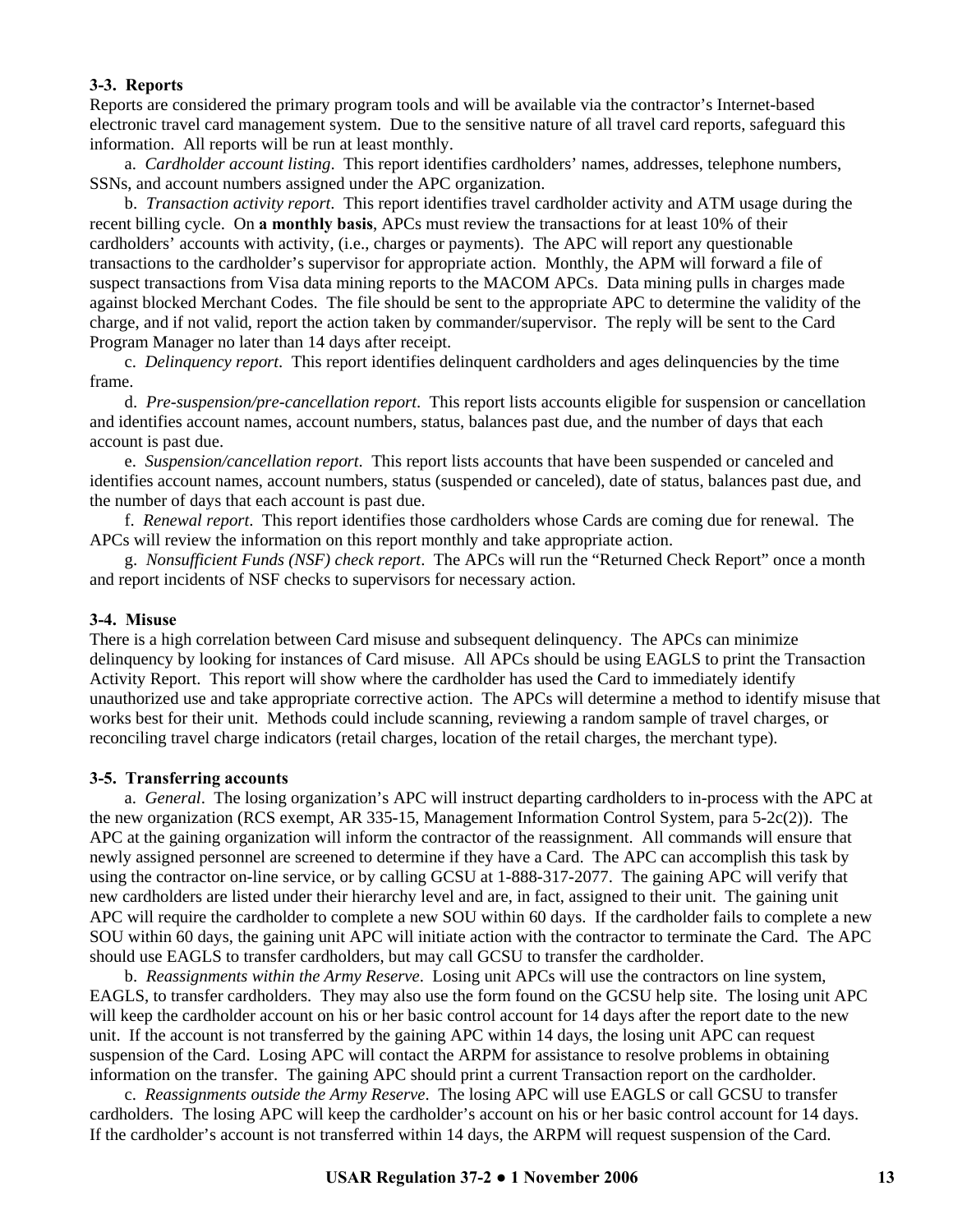### 3-3. Reports

Reports are considered the primary program tools and will be available via the contractor's Internet-based electronic travel card management system. Due to the sensitive nature of all travel card reports, safeguard this information. All reports will be run at least monthly.

a. *Cardholder account listing*. This report identifies cardholders' names, addresses, telephone numbers, SSNs, and account numbers assigned under the APC organization.

b. *Transaction activity report*. This report identifies travel cardholder activity and ATM usage during the recent billing cycle. On **a monthly basis**, APCs must review the transactions for at least 10% of their cardholders' accounts with activity, (i.e., charges or payments). The APC will report any questionable transactions to the cardholder's supervisor for appropriate action. Monthly, the APM will forward a file of suspect transactions from Visa data mining reports to the MACOM APCs. Data mining pulls in charges made against blocked Merchant Codes. The file should be sent to the appropriate APC to determine the validity of the charge, and if not valid, report the action taken by commander/supervisor. The reply will be sent to the Card Program Manager no later than 14 days after receipt.

c. *Delinquency report*. This report identifies delinquent cardholders and ages delinquencies by the time frame.

d. *Pre-suspension/pre-cancellation report*. This report lists accounts eligible for suspension or cancellation and identifies account names, account numbers, status, balances past due, and the number of days that each account is past due.

e. *Suspension/cancellation report*. This report lists accounts that have been suspended or canceled and identifies account names, account numbers, status (suspended or canceled), date of status, balances past due, and the number of days that each account is past due.

f. *Renewal report*. This report identifies those cardholders whose Cards are coming due for renewal. The APCs will review the information on this report monthly and take appropriate action.

g. *Nonsufficient Funds (NSF) check report*. The APCs will run the "Returned Check Report" once a month and report incidents of NSF checks to supervisors for necessary action.

### 3-4. Misuse

There is a high correlation between Card misuse and subsequent delinquency. The APCs can minimize delinquency by looking for instances of Card misuse. All APCs should be using EAGLS to print the Transaction Activity Report. This report will show where the cardholder has used the Card to immediately identify unauthorized use and take appropriate corrective action. The APCs will determine a method to identify misuse that works best for their unit. Methods could include scanning, reviewing a random sample of travel charges, or reconciling travel charge indicators (retail charges, location of the retail charges, the merchant type).

### 3-5. Transferring accounts

a. *General*. The losing organization's APC will instruct departing cardholders to in-process with the APC at the new organization (RCS exempt, AR 335-15, Management Information Control System, para 5-2c(2)). The APC at the gaining organization will inform the contractor of the reassignment. All commands will ensure that newly assigned personnel are screened to determine if they have a Card. The APC can accomplish this task by using the contractor on-line service, or by calling GCSU at 1-888-317-2077. The gaining APC will verify that new cardholders are listed under their hierarchy level and are, in fact, assigned to their unit. The gaining unit APC will require the cardholder to complete a new SOU within 60 days. If the cardholder fails to complete a new SOU within 60 days, the gaining unit APC will initiate action with the contractor to terminate the Card. The APC should use EAGLS to transfer cardholders, but may call GCSU to transfer the cardholder.

b. *Reassignments within the Army Reserve*. Losing unit APCs will use the contractors on line system, EAGLS, to transfer cardholders. They may also use the form found on the GCSU help site. The losing unit APC will keep the cardholder account on his or her basic control account for 14 days after the report date to the new unit. If the account is not transferred by the gaining APC within 14 days, the losing unit APC can request suspension of the Card. Losing APC will contact the ARPM for assistance to resolve problems in obtaining information on the transfer. The gaining APC should print a current Transaction report on the cardholder.

c. *Reassignments outside the Army Reserve*. The losing APC will use EAGLS or call GCSU to transfer cardholders. The losing APC will keep the cardholder's account on his or her basic control account for 14 days. If the cardholder's account is not transferred within 14 days, the ARPM will request suspension of the Card.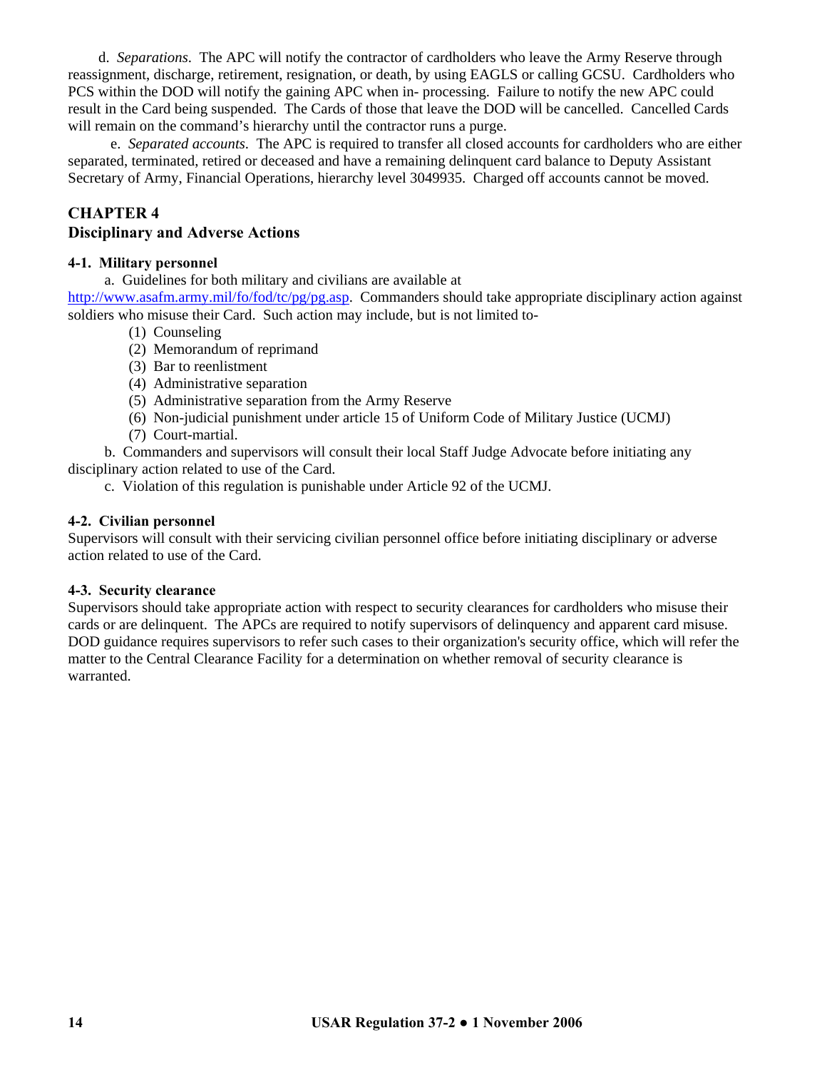d. *Separations*. The APC will notify the contractor of cardholders who leave the Army Reserve through reassignment, discharge, retirement, resignation, or death, by using EAGLS or calling GCSU. Cardholders who PCS within the DOD will notify the gaining APC when in- processing. Failure to notify the new APC could result in the Card being suspended. The Cards of those that leave the DOD will be cancelled. Cancelled Cards will remain on the command's hierarchy until the contractor runs a purge.

e. *Separated accounts*. The APC is required to transfer all closed accounts for cardholders who are either separated, terminated, retired or deceased and have a remaining delinquent card balance to Deputy Assistant Secretary of Army, Financial Operations, hierarchy level 3049935. Charged off accounts cannot be moved.

## CHAPTER 4
## Disciplinary and Adverse Actions

### 4-1. Military personnel

a. Guidelines for both military and civilians are available at http://www.asafm.army.mil/fo/fod/tc/pg/pg.asp. Commanders should take appropriate disciplinary action against soldiers who misuse their Card. Such action may include, but is not limited to-

(1) Counseling
(2) Memorandum of reprimand
(3) Bar to reenlistment
(4) Administrative separation
(5) Administrative separation from the Army Reserve
(6) Non-judicial punishment under article 15 of Uniform Code of Military Justice (UCMJ)
(7) Court-martial.

b. Commanders and supervisors will consult their local Staff Judge Advocate before initiating any disciplinary action related to use of the Card.

c. Violation of this regulation is punishable under Article 92 of the UCMJ.

### 4-2. Civilian personnel

Supervisors will consult with their servicing civilian personnel office before initiating disciplinary or adverse action related to use of the Card.

### 4-3. Security clearance

Supervisors should take appropriate action with respect to security clearances for cardholders who misuse their cards or are delinquent. The APCs are required to notify supervisors of delinquency and apparent card misuse. DOD guidance requires supervisors to refer such cases to their organization's security office, which will refer the matter to the Central Clearance Facility for a determination on whether removal of security clearance is warranted.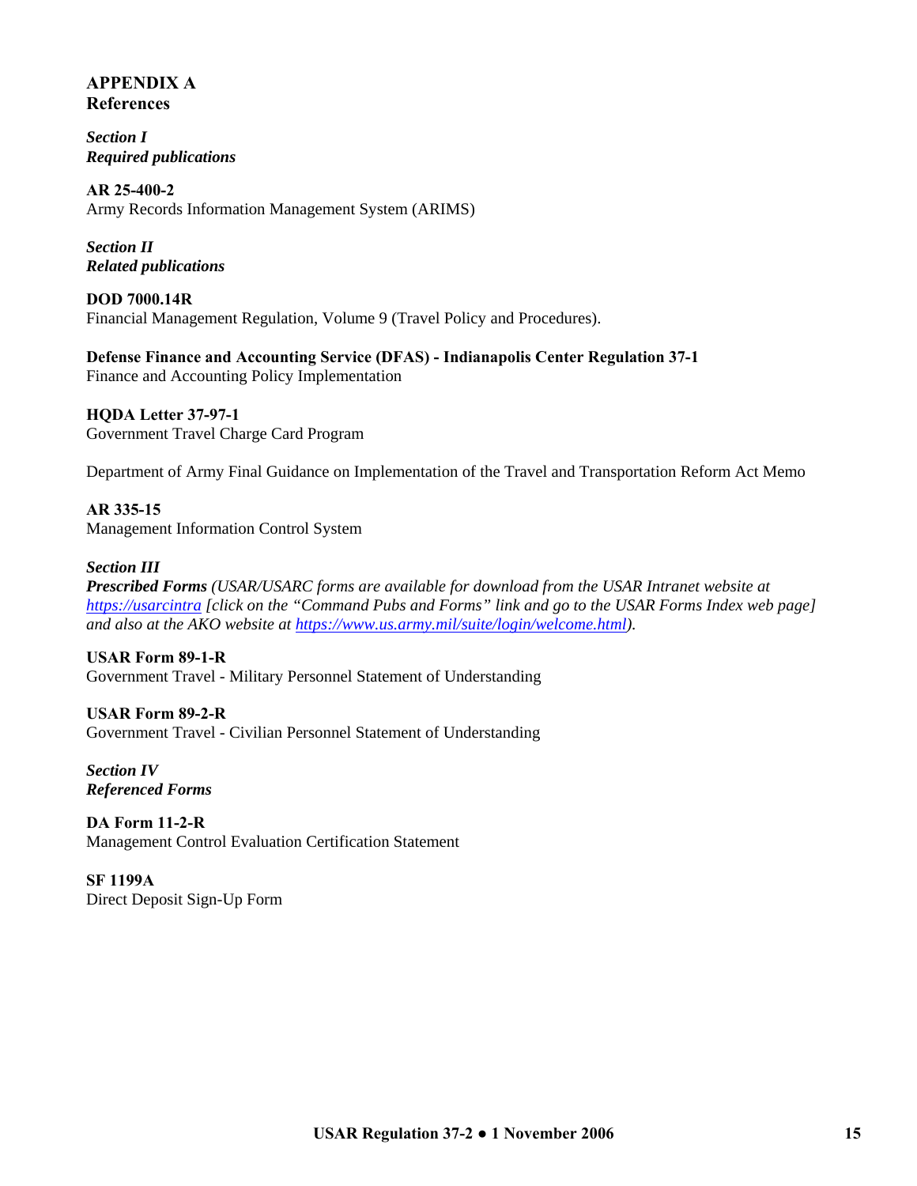## APPENDIX A
## References

***Section I***
***Required publications***

**AR 25-400-2**
Army Records Information Management System (ARIMS)

***Section II***
***Related publications***

**DOD 7000.14R**
Financial Management Regulation, Volume 9 (Travel Policy and Procedures).

**Defense Finance and Accounting Service (DFAS) - Indianapolis Center Regulation 37-1**
Finance and Accounting Policy Implementation

**HQDA Letter 37-97-1**
Government Travel Charge Card Program

Department of Army Final Guidance on Implementation of the Travel and Transportation Reform Act Memo

**AR 335-15**
Management Information Control System

***Section III***
***Prescribed Forms** (USAR/USARC forms are available for download from the USAR Intranet website at [https://usarcintra](https://usarcintra) [click on the "Command Pubs and Forms" link and go to the USAR Forms Index web page] and also at the AKO website at [https://www.us.army.mil/suite/login/welcome.html](https://www.us.army.mil/suite/login/welcome.html)).*

**USAR Form 89-1-R**
Government Travel - Military Personnel Statement of Understanding

**USAR Form 89-2-R**
Government Travel - Civilian Personnel Statement of Understanding

***Section IV***
***Referenced Forms***

**DA Form 11-2-R**
Management Control Evaluation Certification Statement

**SF 1199A**
Direct Deposit Sign-Up Form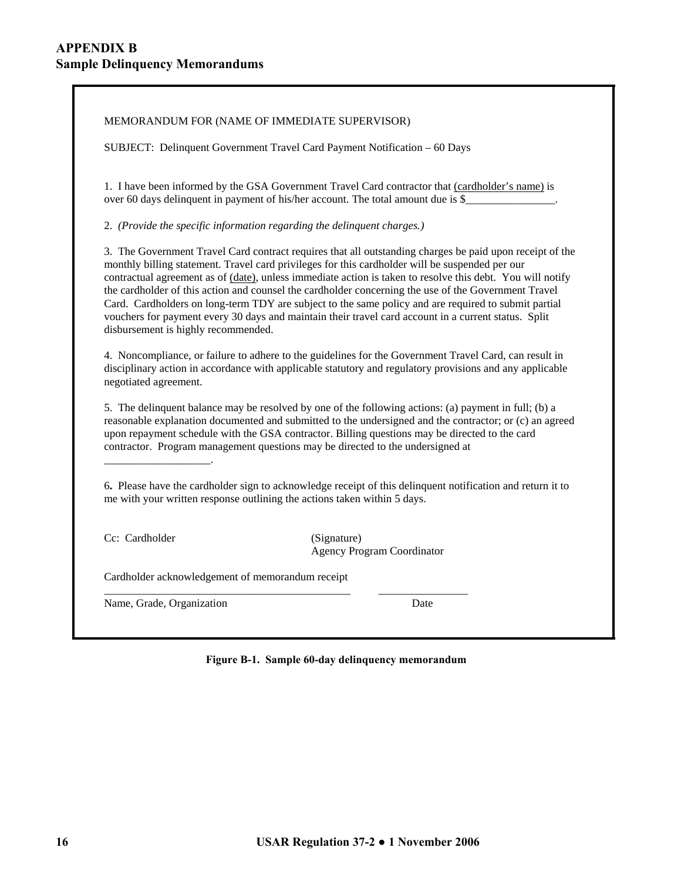# APPENDIX B
## Sample Delinquency Memorandums

MEMORANDUM FOR (NAME OF IMMEDIATE SUPERVISOR)

SUBJECT: Delinquent Government Travel Card Payment Notification – 60 Days

1. I have been informed by the GSA Government Travel Card contractor that (cardholder's name) is over 60 days delinquent in payment of his/her account. The total amount due is $________________.

2. *(Provide the specific information regarding the delinquent charges.)*

3. The Government Travel Card contract requires that all outstanding charges be paid upon receipt of the monthly billing statement. Travel card privileges for this cardholder will be suspended per our contractual agreement as of (date), unless immediate action is taken to resolve this debt. You will notify the cardholder of this action and counsel the cardholder concerning the use of the Government Travel Card. Cardholders on long-term TDY are subject to the same policy and are required to submit partial vouchers for payment every 30 days and maintain their travel card account in a current status. Split disbursement is highly recommended.

4. Noncompliance, or failure to adhere to the guidelines for the Government Travel Card, can result in disciplinary action in accordance with applicable statutory and regulatory provisions and any applicable negotiated agreement.

5. The delinquent balance may be resolved by one of the following actions: (a) payment in full; (b) a reasonable explanation documented and submitted to the undersigned and the contractor; or (c) an agreed upon repayment schedule with the GSA contractor. Billing questions may be directed to the card contractor. Program management questions may be directed to the undersigned at ___________________.

6. Please have the cardholder sign to acknowledge receipt of this delinquent notification and return it to me with your written response outlining the actions taken within 5 days.

Cc: Cardholder

(Signature)
Agency Program Coordinator

Cardholder acknowledgement of memorandum receipt

_____________________________________________ ________________
Name, Grade, Organization Date

**Figure B-1. Sample 60-day delinquency memorandum**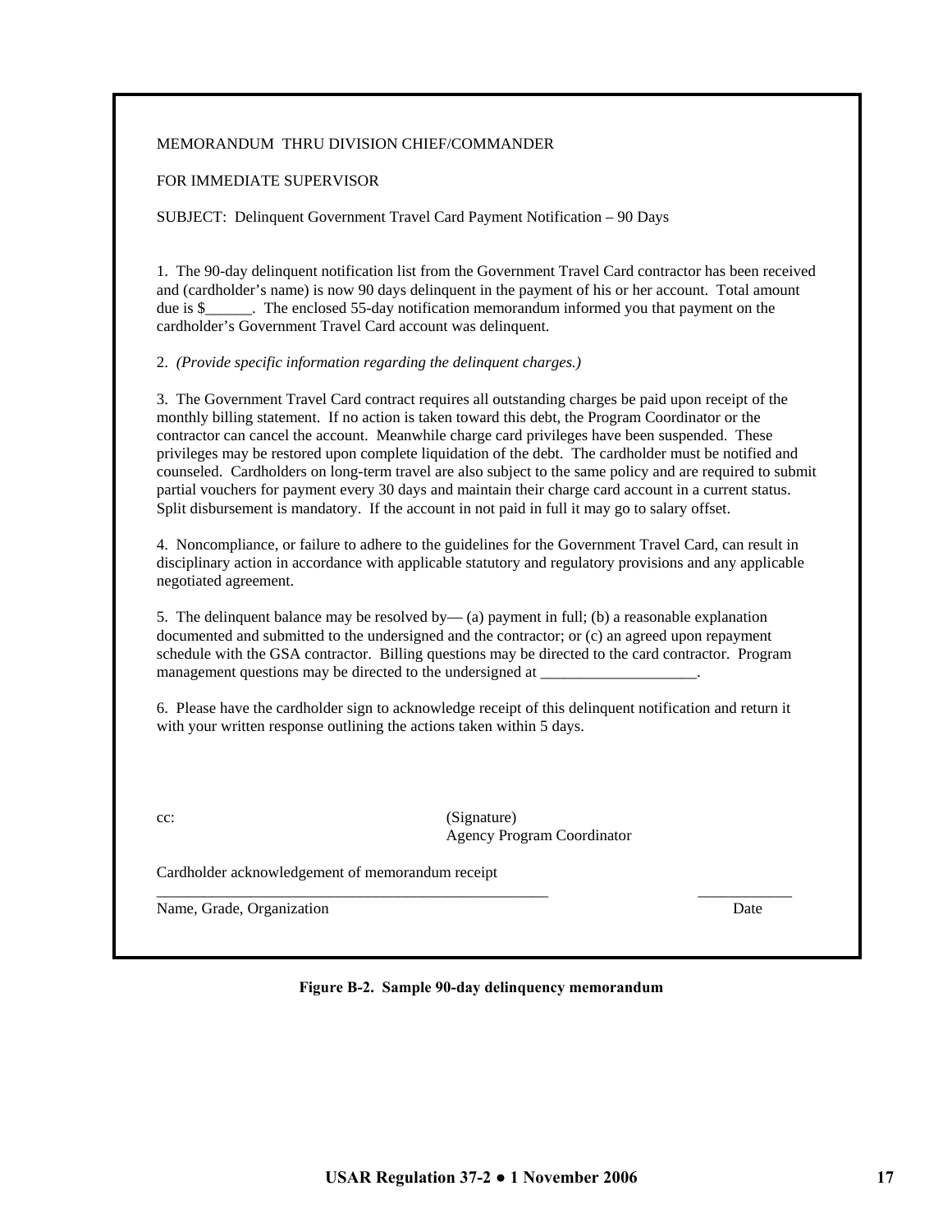MEMORANDUM THRU DIVISION CHIEF/COMMANDER

FOR IMMEDIATE SUPERVISOR

SUBJECT: Delinquent Government Travel Card Payment Notification – 90 Days

1. The 90-day delinquent notification list from the Government Travel Card contractor has been received and (cardholder's name) is now 90 days delinquent in the payment of his or her account. Total amount due is $______. The enclosed 55-day notification memorandum informed you that payment on the cardholder's Government Travel Card account was delinquent.

2. *(Provide specific information regarding the delinquent charges.)*

3. The Government Travel Card contract requires all outstanding charges be paid upon receipt of the monthly billing statement. If no action is taken toward this debt, the Program Coordinator or the contractor can cancel the account. Meanwhile charge card privileges have been suspended. These privileges may be restored upon complete liquidation of the debt. The cardholder must be notified and counseled. Cardholders on long-term travel are also subject to the same policy and are required to submit partial vouchers for payment every 30 days and maintain their charge card account in a current status. Split disbursement is mandatory. If the account in not paid in full it may go to salary offset.

4. Noncompliance, or failure to adhere to the guidelines for the Government Travel Card, can result in disciplinary action in accordance with applicable statutory and regulatory provisions and any applicable negotiated agreement.

5. The delinquent balance may be resolved by— (a) payment in full; (b) a reasonable explanation documented and submitted to the undersigned and the contractor; or (c) an agreed upon repayment schedule with the GSA contractor. Billing questions may be directed to the card contractor. Program management questions may be directed to the undersigned at ____________________.

6. Please have the cardholder sign to acknowledge receipt of this delinquent notification and return it with your written response outlining the actions taken within 5 days.

cc:

(Signature)
Agency Program Coordinator

Cardholder acknowledgement of memorandum receipt

__________________________________________________ ____________
Name, Grade, Organization Date

**Figure B-2. Sample 90-day delinquency memorandum**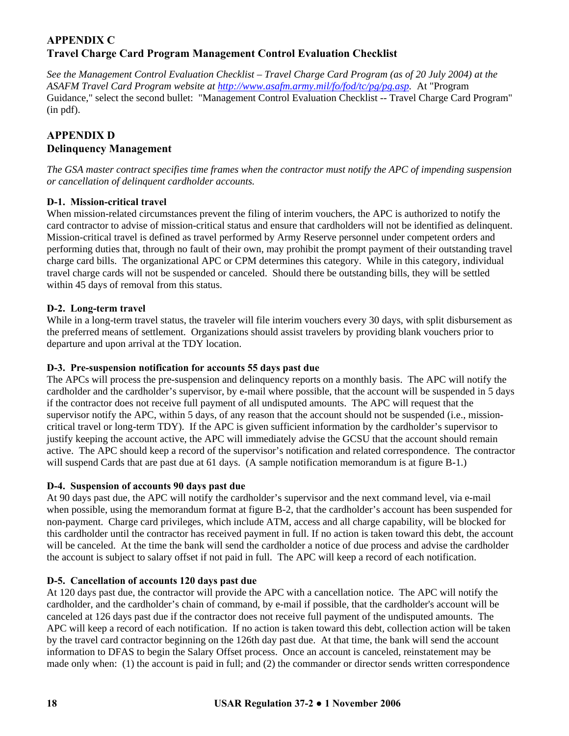## APPENDIX C
## Travel Charge Card Program Management Control Evaluation Checklist

*See the Management Control Evaluation Checklist – Travel Charge Card Program (as of 20 July 2004) at the ASAFM Travel Card Program website at [http://www.asafm.army.mil/fo/fod/tc/pg/pg.asp](http://www.asafm.army.mil/fo/fod/tc/pg/pg.asp).* At "Program Guidance," select the second bullet: "Management Control Evaluation Checklist -- Travel Charge Card Program" (in pdf).

## APPENDIX D
## Delinquency Management

*The GSA master contract specifies time frames when the contractor must notify the APC of impending suspension or cancellation of delinquent cardholder accounts.*

**D-1. Mission-critical travel**

When mission-related circumstances prevent the filing of interim vouchers, the APC is authorized to notify the card contractor to advise of mission-critical status and ensure that cardholders will not be identified as delinquent. Mission-critical travel is defined as travel performed by Army Reserve personnel under competent orders and performing duties that, through no fault of their own, may prohibit the prompt payment of their outstanding travel charge card bills. The organizational APC or CPM determines this category. While in this category, individual travel charge cards will not be suspended or canceled. Should there be outstanding bills, they will be settled within 45 days of removal from this status.

**D-2. Long-term travel**

While in a long-term travel status, the traveler will file interim vouchers every 30 days, with split disbursement as the preferred means of settlement. Organizations should assist travelers by providing blank vouchers prior to departure and upon arrival at the TDY location.

**D-3. Pre-suspension notification for accounts 55 days past due**

The APCs will process the pre-suspension and delinquency reports on a monthly basis. The APC will notify the cardholder and the cardholder's supervisor, by e-mail where possible, that the account will be suspended in 5 days if the contractor does not receive full payment of all undisputed amounts. The APC will request that the supervisor notify the APC, within 5 days, of any reason that the account should not be suspended (i.e., mission-critical travel or long-term TDY). If the APC is given sufficient information by the cardholder's supervisor to justify keeping the account active, the APC will immediately advise the GCSU that the account should remain active. The APC should keep a record of the supervisor's notification and related correspondence. The contractor will suspend Cards that are past due at 61 days. (A sample notification memorandum is at figure B-1.)

**D-4. Suspension of accounts 90 days past due**

At 90 days past due, the APC will notify the cardholder's supervisor and the next command level, via e-mail when possible, using the memorandum format at figure B-2, that the cardholder's account has been suspended for non-payment. Charge card privileges, which include ATM, access and all charge capability, will be blocked for this cardholder until the contractor has received payment in full. If no action is taken toward this debt, the account will be canceled. At the time the bank will send the cardholder a notice of due process and advise the cardholder the account is subject to salary offset if not paid in full. The APC will keep a record of each notification.

**D-5. Cancellation of accounts 120 days past due**

At 120 days past due, the contractor will provide the APC with a cancellation notice. The APC will notify the cardholder, and the cardholder's chain of command, by e-mail if possible, that the cardholder's account will be canceled at 126 days past due if the contractor does not receive full payment of the undisputed amounts. The APC will keep a record of each notification. If no action is taken toward this debt, collection action will be taken by the travel card contractor beginning on the 126th day past due. At that time, the bank will send the account information to DFAS to begin the Salary Offset process. Once an account is canceled, reinstatement may be made only when: (1) the account is paid in full; and (2) the commander or director sends written correspondence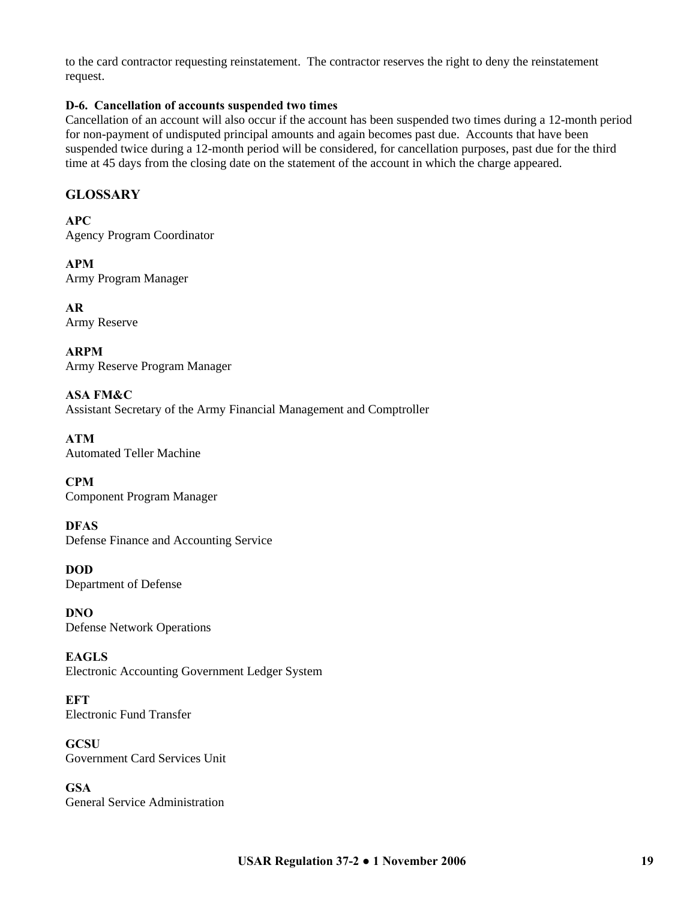to the card contractor requesting reinstatement.  The contractor reserves the right to deny the reinstatement request.

**D-6.  Cancellation of accounts suspended two times**
Cancellation of an account will also occur if the account has been suspended two times during a 12-month period for non-payment of undisputed principal amounts and again becomes past due.  Accounts that have been suspended twice during a 12-month period will be considered, for cancellation purposes, past due for the third time at 45 days from the closing date on the statement of the account in which the charge appeared.

## GLOSSARY

**APC**
Agency Program Coordinator

**APM**
Army Program Manager

**AR**
Army Reserve

**ARPM**
Army Reserve Program Manager

**ASA FM&C**
Assistant Secretary of the Army Financial Management and Comptroller

**ATM**
Automated Teller Machine

**CPM**
Component Program Manager

**DFAS**
Defense Finance and Accounting Service

**DOD**
Department of Defense

**DNO**
Defense Network Operations

**EAGLS**
Electronic Accounting Government Ledger System

**EFT**
Electronic Fund Transfer

**GCSU**
Government Card Services Unit

**GSA**
General Service Administration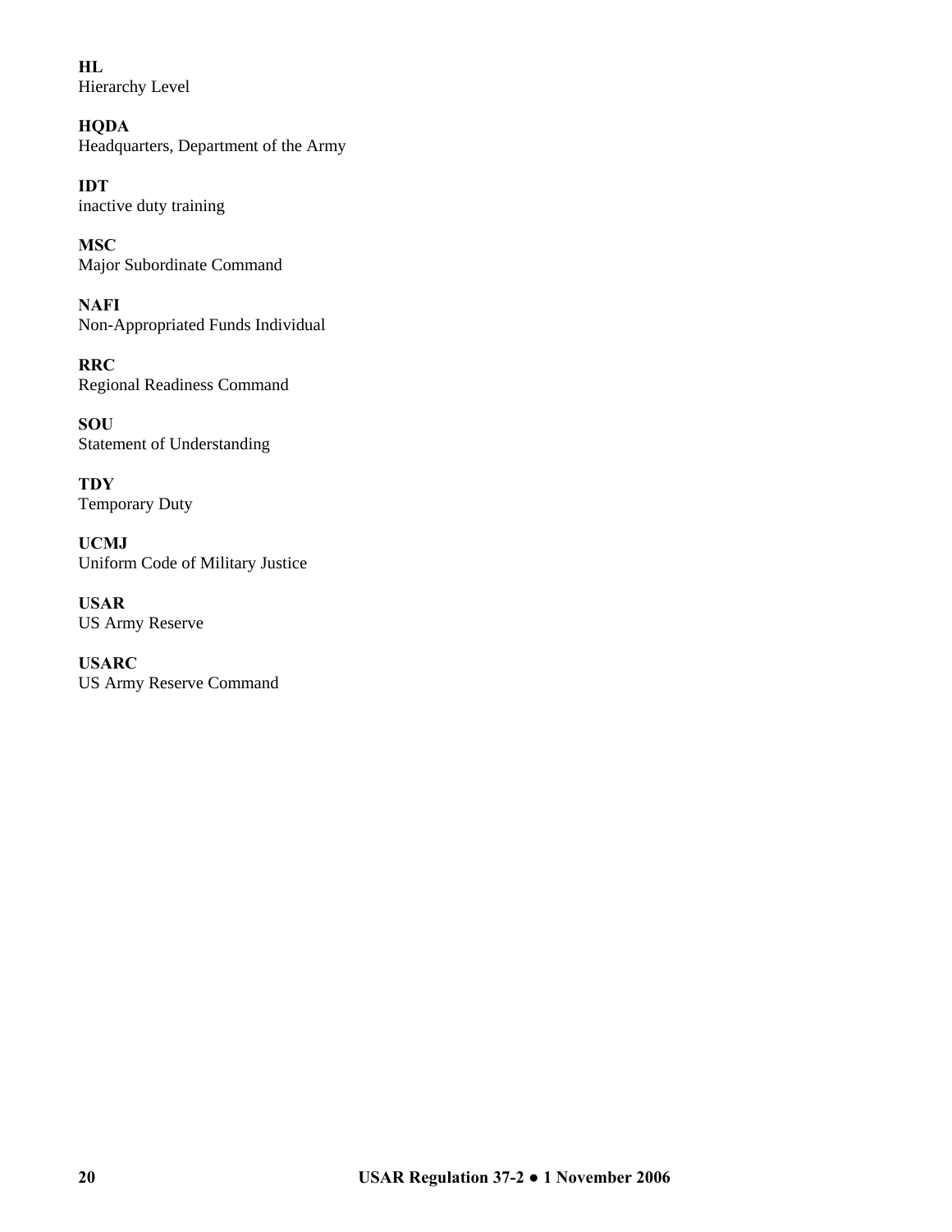**HL**
Hierarchy Level

**HQDA**
Headquarters, Department of the Army

**IDT**
inactive duty training

**MSC**
Major Subordinate Command

**NAFI**
Non-Appropriated Funds Individual

**RRC**
Regional Readiness Command

**SOU**
Statement of Understanding

**TDY**
Temporary Duty

**UCMJ**
Uniform Code of Military Justice

**USAR**
US Army Reserve

**USARC**
US Army Reserve Command